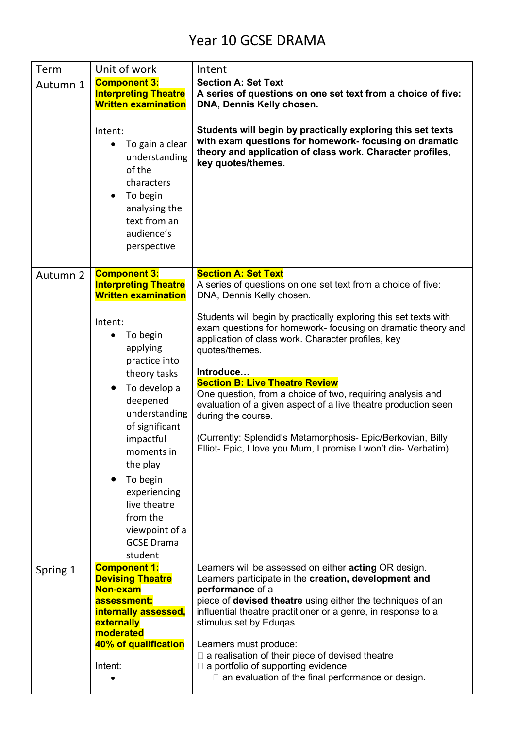# Year 10 GCSE DRAMA

| Term | Unit of work | Intent |
|---|---|---|
| Autumn 1 | **Component 3: Interpreting Theatre Written examination**<br><br>Intent:<br>• To gain a clear understanding of the characters<br>• To begin analysing the text from an audience's perspective | **Section A: Set Text**<br>**A series of questions on one set text from a choice of five: DNA, Dennis Kelly chosen.**<br><br>**Students will begin by practically exploring this set texts with exam questions for homework- focusing on dramatic theory and application of class work. Character profiles, key quotes/themes.** |
| Autumn 2 | **Component 3: Interpreting Theatre Written examination**<br><br>Intent:<br>• To begin applying practice into theory tasks<br>• To develop a deepened understanding of significant impactful moments in the play<br>• To begin experiencing live theatre from the viewpoint of a GCSE Drama student | **Section A: Set Text**<br>A series of questions on one set text from a choice of five: DNA, Dennis Kelly chosen.<br><br>Students will begin by practically exploring this set texts with exam questions for homework- focusing on dramatic theory and application of class work. Character profiles, key quotes/themes.<br><br>**Introduce…**<br>**Section B: Live Theatre Review**<br>One question, from a choice of two, requiring analysis and evaluation of a given aspect of a live theatre production seen during the course.<br><br>(Currently: Splendid's Metamorphosis- Epic/Berkovian, Billy Elliot- Epic, I love you Mum, I promise I won't die- Verbatim) |
| Spring 1 | **Component 1: Devising Theatre Non-exam assessment: internally assessed, externally moderated 40% of qualification**<br><br>Intent:<br>• | Learners will be assessed on either **acting** OR design. Learners participate in the **creation, development and performance** of a piece of **devised theatre** using either the techniques of an influential theatre practitioner or a genre, in response to a stimulus set by Eduqas.<br><br>Learners must produce:<br>• a realisation of their piece of devised theatre<br>• a portfolio of supporting evidence<br>• an evaluation of the final performance or design. |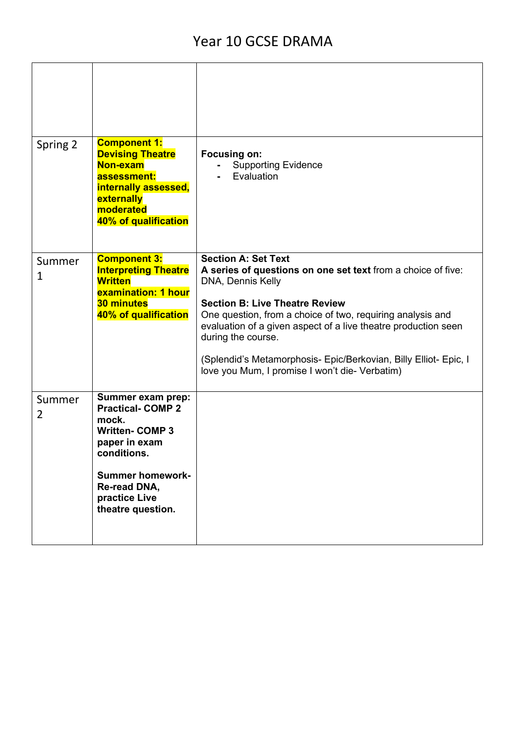# Year 10 GCSE DRAMA

| | | |
|---|---|---|
| | | |
| Spring 2 | **Component 1: Devising Theatre Non-exam assessment: internally assessed, externally moderated 40% of qualification** | **Focusing on:**<br>- Supporting Evidence<br>- Evaluation |
| Summer 1 | **Component 3: Interpreting Theatre Written examination: 1 hour 30 minutes 40% of qualification** | **Section A: Set Text**<br>**A series of questions on one set text** from a choice of five: DNA, Dennis Kelly<br><br>**Section B: Live Theatre Review**<br>One question, from a choice of two, requiring analysis and evaluation of a given aspect of a live theatre production seen during the course.<br><br>(Splendid's Metamorphosis- Epic/Berkovian, Billy Elliot- Epic, I love you Mum, I promise I won't die- Verbatim) |
| Summer 2 | **Summer exam prep: Practical- COMP 2 mock. Written- COMP 3 paper in exam conditions.**<br><br>**Summer homework- Re-read DNA, practice Live theatre question.** | |